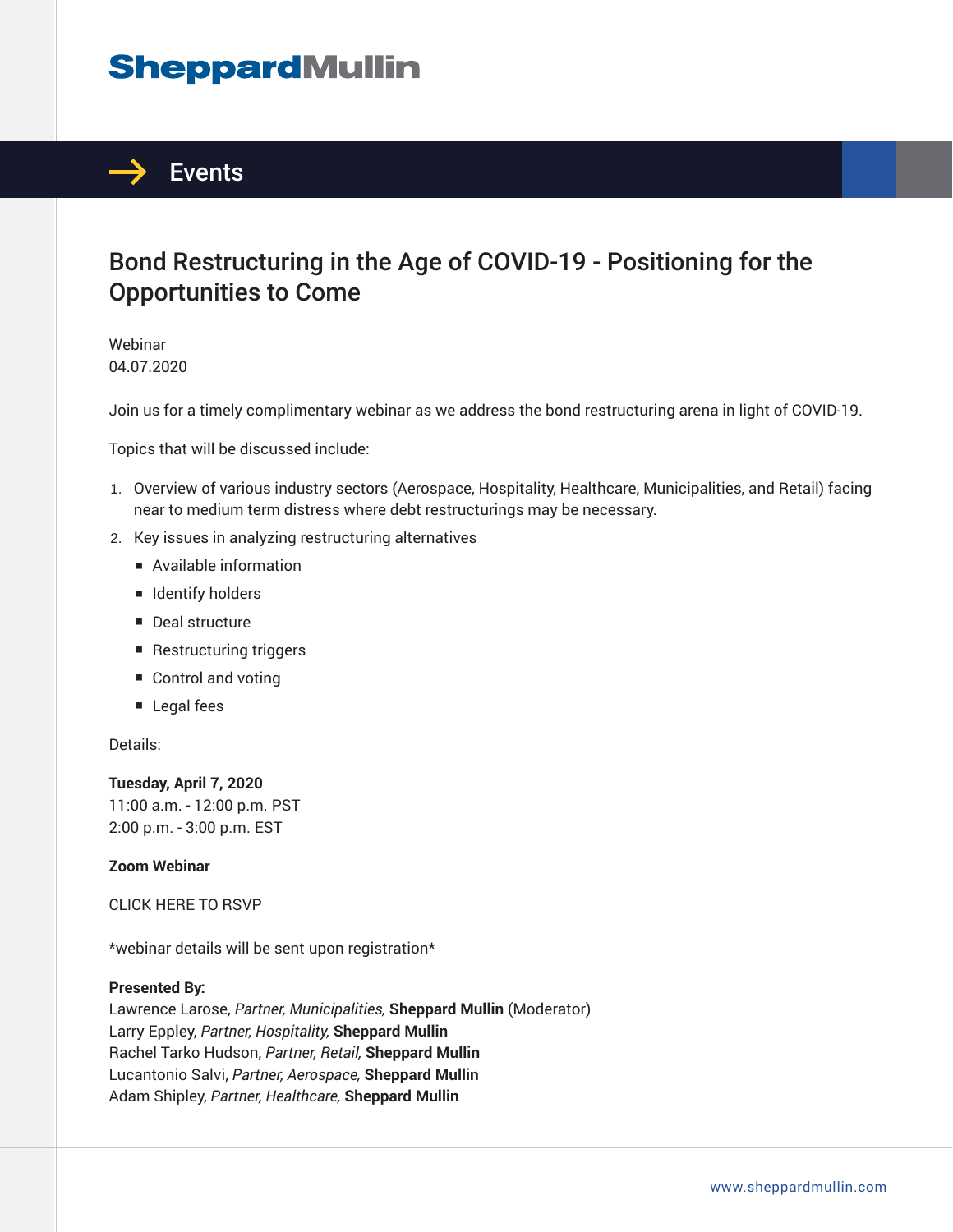# SheppardMullin

## Events

# Bond Restructuring in the Age of COVID-19 - Positioning for the Opportunities to Come

Webinar
04.07.2020

Join us for a timely complimentary webinar as we address the bond restructuring arena in light of COVID-19.

Topics that will be discussed include:

1. Overview of various industry sectors (Aerospace, Hospitality, Healthcare, Municipalities, and Retail) facing near to medium term distress where debt restructurings may be necessary.
2. Key issues in analyzing restructuring alternatives
   - Available information
   - Identify holders
   - Deal structure
   - Restructuring triggers
   - Control and voting
   - Legal fees

Details:

**Tuesday, April 7, 2020**
11:00 a.m. - 12:00 p.m. PST
2:00 p.m. - 3:00 p.m. EST

**Zoom Webinar**

CLICK HERE TO RSVP

*webinar details will be sent upon registration*

**Presented By:**
Lawrence Larose, *Partner, Municipalities,* **Sheppard Mullin** (Moderator)
Larry Eppley, *Partner, Hospitality,* **Sheppard Mullin**
Rachel Tarko Hudson, *Partner, Retail,* **Sheppard Mullin**
Lucantonio Salvi, *Partner, Aerospace,* **Sheppard Mullin**
Adam Shipley, *Partner, Healthcare,* **Sheppard Mullin**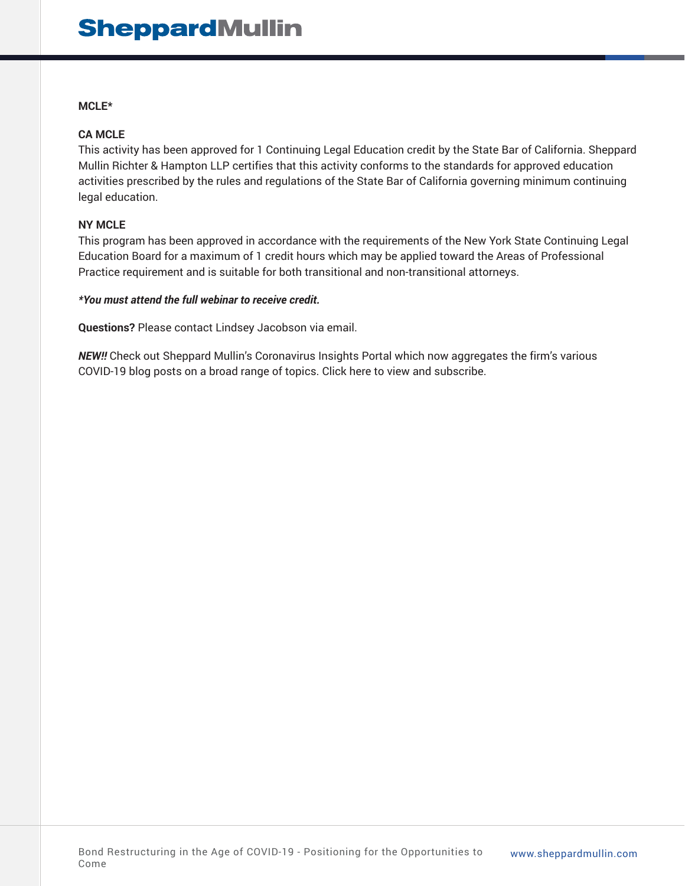**MCLE***

**CA MCLE**

This activity has been approved for 1 Continuing Legal Education credit by the State Bar of California. Sheppard Mullin Richter & Hampton LLP certifies that this activity conforms to the standards for approved education activities prescribed by the rules and regulations of the State Bar of California governing minimum continuing legal education.

**NY MCLE**

This program has been approved in accordance with the requirements of the New York State Continuing Legal Education Board for a maximum of 1 credit hours which may be applied toward the Areas of Professional Practice requirement and is suitable for both transitional and non-transitional attorneys.

***You must attend the full webinar to receive credit.***

**Questions?** Please contact Lindsey Jacobson via email.

***NEW!!*** Check out Sheppard Mullin's Coronavirus Insights Portal which now aggregates the firm's various COVID-19 blog posts on a broad range of topics. Click here to view and subscribe.